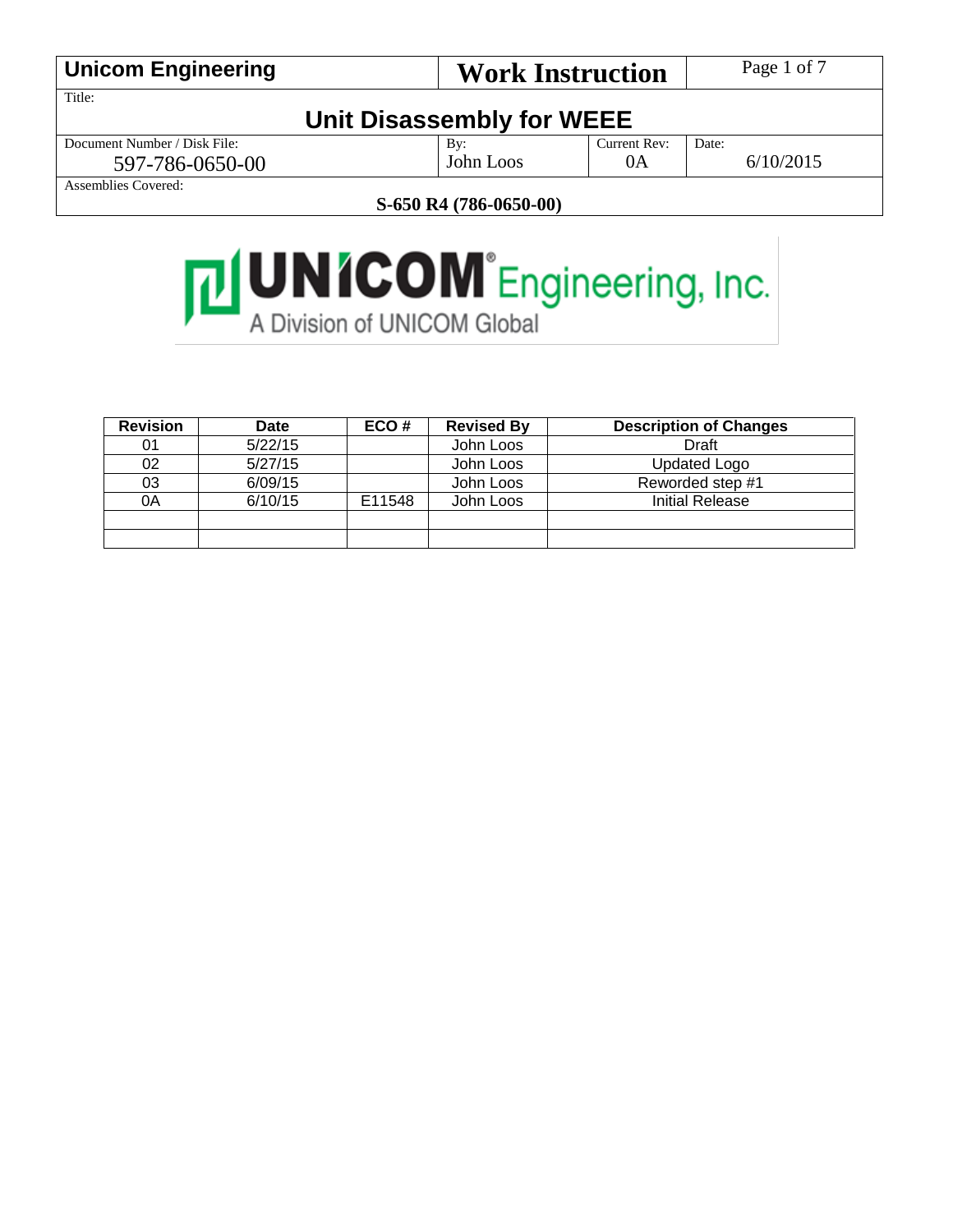| Unicom Engineering | Work Instruction | |
| --- | --- | --- |
| Title: | | |

# Unit Disassembly for WEEE

| Document Number / Disk File: | By: | Current Rev: | Date: |
| --- | --- | --- | --- |
| 597-786-0650-00 | John Loos | 0A | 6/10/2015 |

Assemblies Covered:

**S-650 R4 (786-0650-00)**

UNICOM Engineering, Inc.
A Division of UNICOM Global

| Revision | Date | ECO # | Revised By | Description of Changes |
| --- | --- | --- | --- | --- |
| 01 | 5/22/15 | | John Loos | Draft |
| 02 | 5/27/15 | | John Loos | Updated Logo |
| 03 | 6/09/15 | | John Loos | Reworded step #1 |
| 0A | 6/10/15 | E11548 | John Loos | Initial Release |
| | | | | |
| | | | | |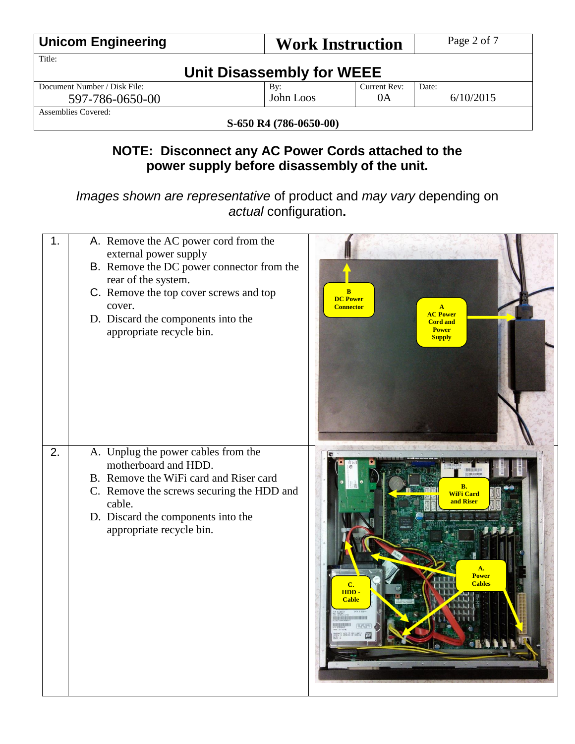| Unicom Engineering | Work Instruction | |
|---|---|---|
| Title: **Unit Disassembly for WEEE** | | |
| Document Number / Disk File: 597-786-0650-00 | By: John Loos | Current Rev: 0A | Date: 6/10/2015 |
| Assemblies Covered: **S-650 R4 (786-0650-00)** | | |

**NOTE: Disconnect any AC Power Cords attached to the power supply before disassembly of the unit.**

*Images shown are representative* of product and *may vary* depending on *actual* configuration**.**

| | | |
|---|---|---|
| 1. | A. Remove the AC power cord from the external power supply<br>B. Remove the DC power connector from the rear of the system.<br>C. Remove the top cover screws and top cover.<br>D. Discard the components into the appropriate recycle bin. | B DC Power Connector<br>A AC Power Cord and Power Supply |
| 2. | A. Unplug the power cables from the motherboard and HDD.<br>B. Remove the WiFi card and Riser card<br>C. Remove the screws securing the HDD and cable.<br>D. Discard the components into the appropriate recycle bin. | B. WiFi Card and Riser<br>A. Power Cables<br>C. HDD - Cable |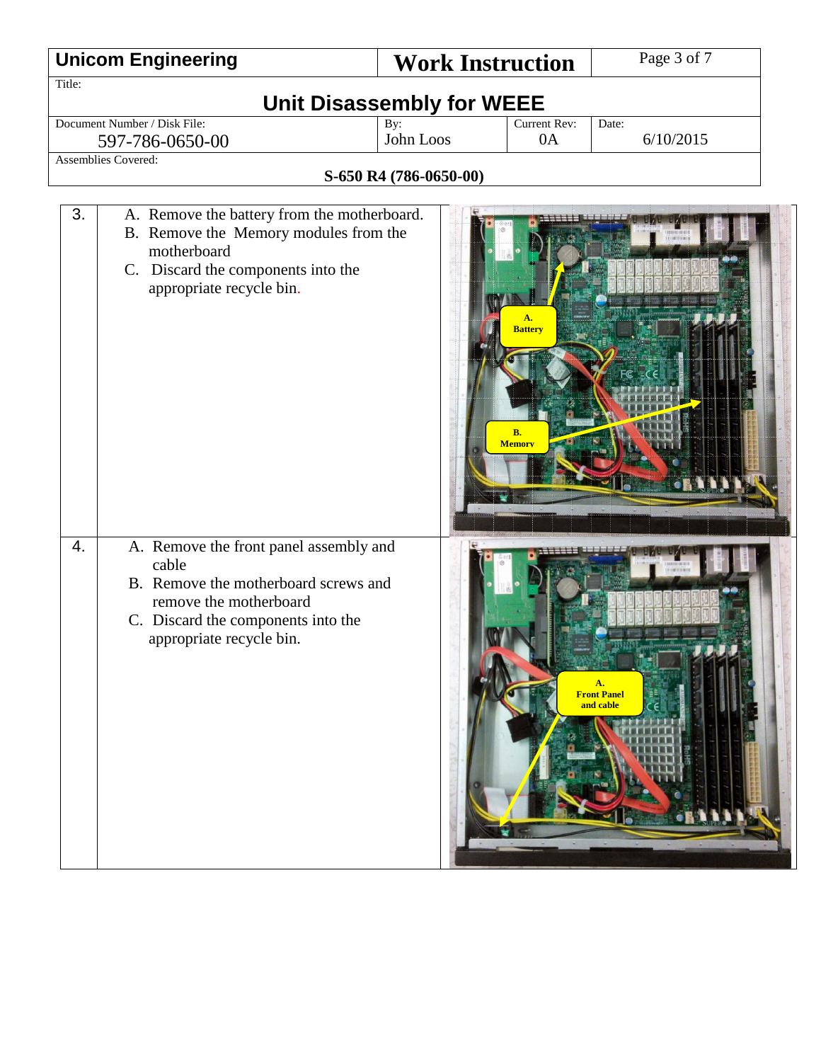| Unicom Engineering | Work Instruction | | |
|---|---|---|---|
| Title: **Unit Disassembly for WEEE** | | | |
| Document Number / Disk File: 597-786-0650-00 | By: John Loos | Current Rev: 0A | Date: 6/10/2015 |
| Assemblies Covered: **S-650 R4 (786-0650-00)** | | | |

| Step | Instruction | Labels |
|---|---|---|
| 3. | A. Remove the battery from the motherboard.<br>B. Remove the Memory modules from the motherboard<br>C. Discard the components into the appropriate recycle bin. | A. Battery<br>B. Memory |
| 4. | A. Remove the front panel assembly and cable<br>B. Remove the motherboard screws and remove the motherboard<br>C. Discard the components into the appropriate recycle bin. | A. Front Panel and cable |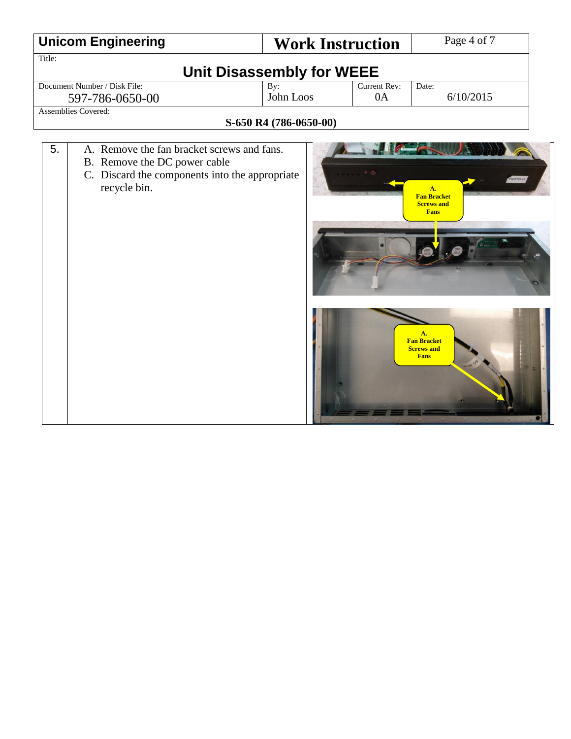| Unicom Engineering | Work Instruction | |
|---|---|---|
| Title: **Unit Disassembly for WEEE** | | |
| Document Number / Disk File: 597-786-0650-00 | By: John Loos | Current Rev: 0A | Date: 6/10/2015 |
| Assemblies Covered: **S-650 R4 (786-0650-00)** | | |

| | | |
|---|---|---|
| 5. | A. Remove the fan bracket screws and fans.<br>B. Remove the DC power cable<br>C. Discard the components into the appropriate recycle bin. | A. Fan Bracket Screws and Fans<br>A. Fan Bracket Screws and Fans |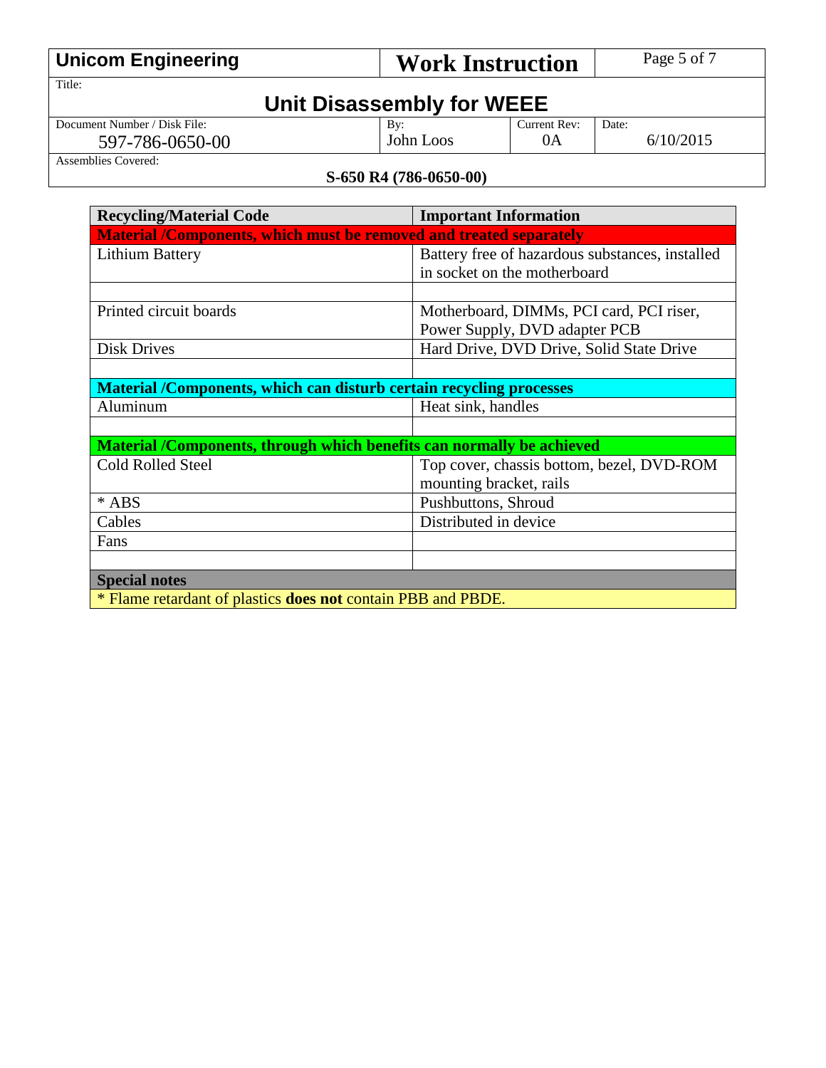| Unicom Engineering | Work Instruction | |
|---|---|---|
| Title: **Unit Disassembly for WEEE** | | |
| Document Number / Disk File: 597-786-0650-00 | By: John Loos | Current Rev: 0A | Date: 6/10/2015 |
| Assemblies Covered: **S-650 R4 (786-0650-00)** | | |

| Recycling/Material Code | Important Information |
|---|---|
| **Material /Components, which must be removed and treated separately** | |
| Lithium Battery | Battery free of hazardous substances, installed in socket on the motherboard |
| | |
| Printed circuit boards | Motherboard, DIMMs, PCI card, PCI riser, Power Supply, DVD adapter PCB |
| Disk Drives | Hard Drive, DVD Drive, Solid State Drive |
| | |
| **Material /Components, which can disturb certain recycling processes** | |
| Aluminum | Heat sink, handles |
| | |
| **Material /Components, through which benefits can normally be achieved** | |
| Cold Rolled Steel | Top cover, chassis bottom, bezel, DVD-ROM mounting bracket, rails |
| * ABS | Pushbuttons, Shroud |
| Cables | Distributed in device |
| Fans | |
| | |
| **Special notes** | |
| * Flame retardant of plastics **does not** contain PBB and PBDE. | |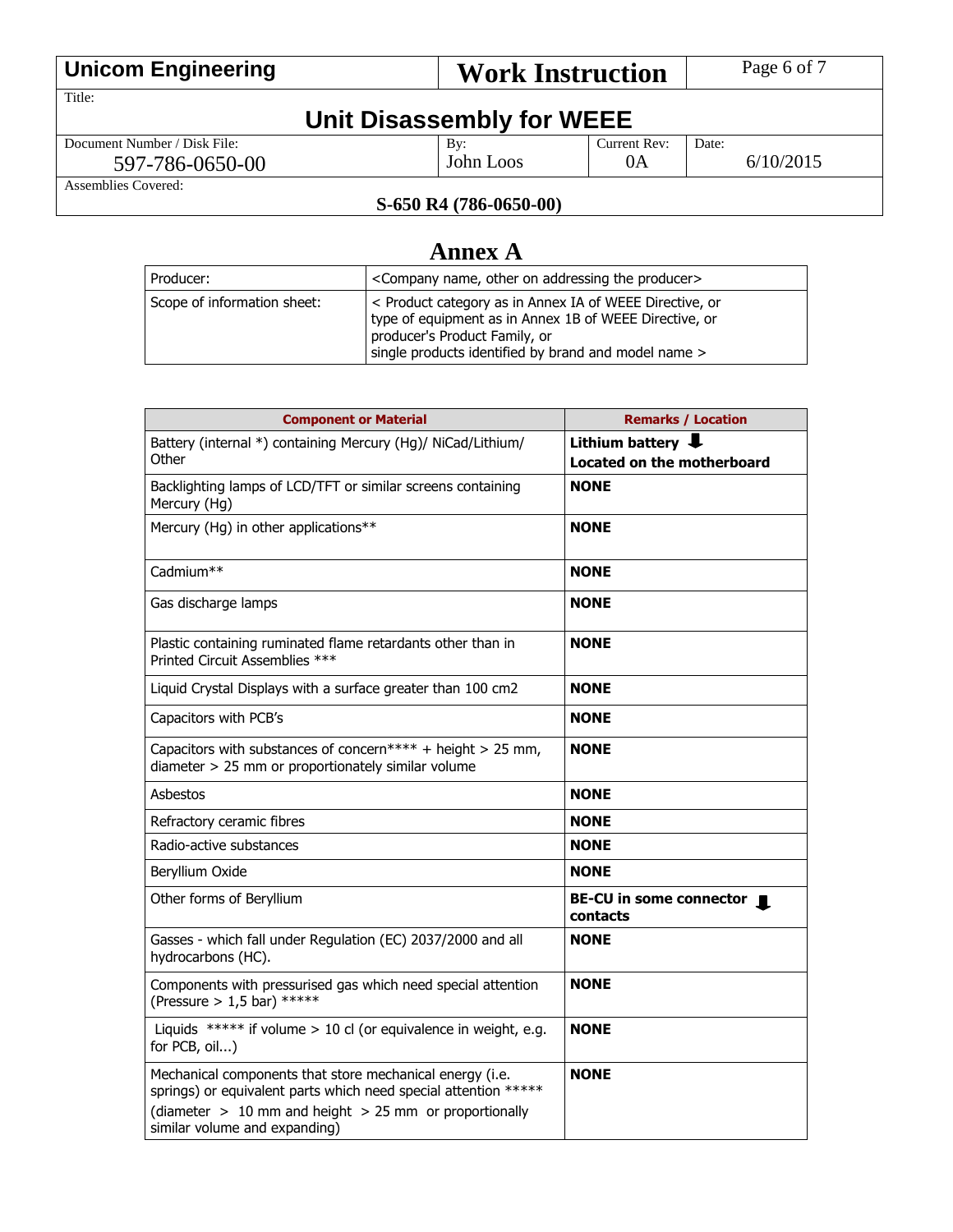# Annex A

| Producer: | <Company name, other on addressing the producer> |
|---|---|
| Scope of information sheet: | < Product category as in Annex IA of WEEE Directive, or type of equipment as in Annex 1B of WEEE Directive, or producer's Product Family, or single products identified by brand and model name > |

| Component or Material | Remarks / Location |
|---|---|
| Battery (internal *) containing Mercury (Hg)/ NiCad/Lithium/ Other | **Lithium battery ⬇ Located on the motherboard** |
| Backlighting lamps of LCD/TFT or similar screens containing Mercury (Hg) | **NONE** |
| Mercury (Hg) in other applications** | **NONE** |
| Cadmium** | **NONE** |
| Gas discharge lamps | **NONE** |
| Plastic containing ruminated flame retardants other than in Printed Circuit Assemblies *** | **NONE** |
| Liquid Crystal Displays with a surface greater than 100 cm2 | **NONE** |
| Capacitors with PCB's | **NONE** |
| Capacitors with substances of concern**** + height > 25 mm, diameter > 25 mm or proportionately similar volume | **NONE** |
| Asbestos | **NONE** |
| Refractory ceramic fibres | **NONE** |
| Radio-active substances | **NONE** |
| Beryllium Oxide | **NONE** |
| Other forms of Beryllium | **BE-CU in some connector ⬇ contacts** |
| Gasses - which fall under Regulation (EC) 2037/2000 and all hydrocarbons (HC). | **NONE** |
| Components with pressurised gas which need special attention (Pressure > 1,5 bar) ***** | **NONE** |
| Liquids ***** if volume > 10 cl (or equivalence in weight, e.g. for PCB, oil...) | **NONE** |
| Mechanical components that store mechanical energy (i.e. springs) or equivalent parts which need special attention ***** (diameter > 10 mm and height > 25 mm or proportionally similar volume and expanding) | **NONE** |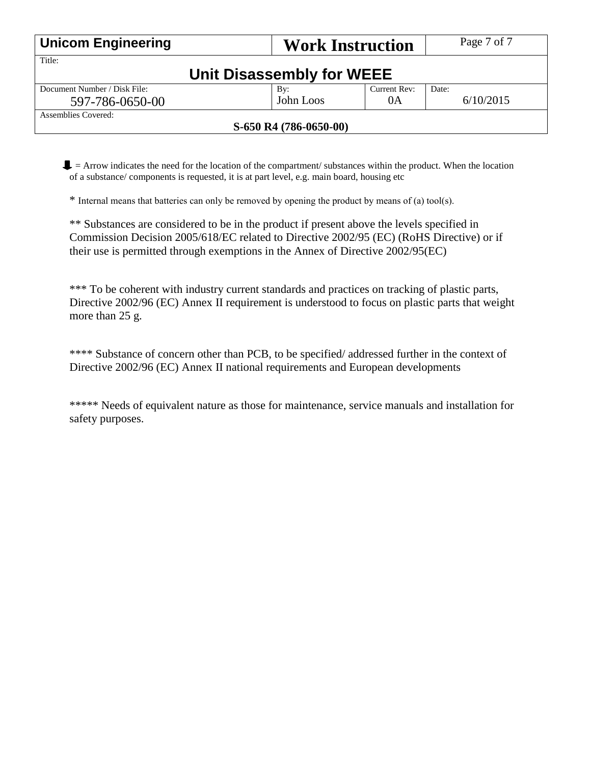⬇ = Arrow indicates the need for the location of the compartment/ substances within the product. When the location of a substance/ components is requested, it is at part level, e.g. main board, housing etc

* Internal means that batteries can only be removed by opening the product by means of (a) tool(s).

** Substances are considered to be in the product if present above the levels specified in Commission Decision 2005/618/EC related to Directive 2002/95 (EC) (RoHS Directive) or if their use is permitted through exemptions in the Annex of Directive 2002/95(EC)

*** To be coherent with industry current standards and practices on tracking of plastic parts, Directive 2002/96 (EC) Annex II requirement is understood to focus on plastic parts that weight more than 25 g.

**** Substance of concern other than PCB, to be specified/ addressed further in the context of Directive 2002/96 (EC) Annex II national requirements and European developments

***** Needs of equivalent nature as those for maintenance, service manuals and installation for safety purposes.